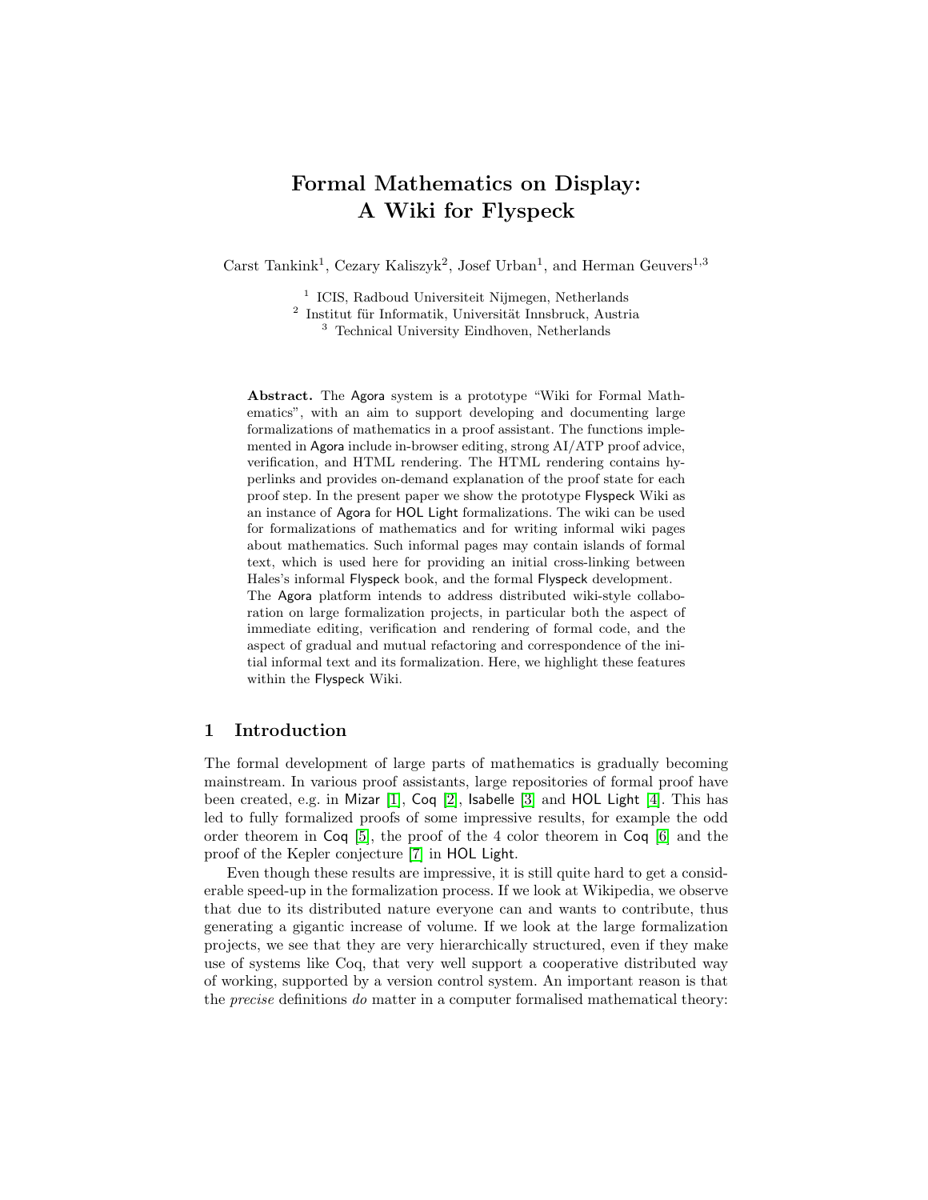# Formal Mathematics on Display: A Wiki for Flyspeck

Carst Tankink[1], Cezary Kaliszyk[2], Josef Urban[1], and Herman Geuvers[1,3]

[1] ICIS, Radboud Universiteit Nijmegen, Netherlands
[2] Institut für Informatik, Universität Innsbruck, Austria
[3] Technical University Eindhoven, Netherlands

**Abstract.** The Agora system is a prototype "Wiki for Formal Mathematics", with an aim to support developing and documenting large formalizations of mathematics in a proof assistant. The functions implemented in Agora include in-browser editing, strong AI/ATP proof advice, verification, and HTML rendering. The HTML rendering contains hyperlinks and provides on-demand explanation of the proof state for each proof step. In the present paper we show the prototype Flyspeck Wiki as an instance of Agora for HOL Light formalizations. The wiki can be used for formalizations of mathematics and for writing informal wiki pages about mathematics. Such informal pages may contain islands of formal text, which is used here for providing an initial cross-linking between Hales's informal Flyspeck book, and the formal Flyspeck development. The Agora platform intends to address distributed wiki-style collaboration on large formalization projects, in particular both the aspect of immediate editing, verification and rendering of formal code, and the aspect of gradual and mutual refactoring and correspondence of the initial informal text and its formalization. Here, we highlight these features within the Flyspeck Wiki.

## 1 Introduction

The formal development of large parts of mathematics is gradually becoming mainstream. In various proof assistants, large repositories of formal proof have been created, e.g. in Mizar [1], Coq [2], Isabelle [3] and HOL Light [4]. This has led to fully formalized proofs of some impressive results, for example the odd order theorem in Coq [5], the proof of the 4 color theorem in Coq [6] and the proof of the Kepler conjecture [7] in HOL Light.

Even though these results are impressive, it is still quite hard to get a considerable speed-up in the formalization process. If we look at Wikipedia, we observe that due to its distributed nature everyone can and wants to contribute, thus generating a gigantic increase of volume. If we look at the large formalization projects, we see that they are very hierarchically structured, even if they make use of systems like Coq, that very well support a cooperative distributed way of working, supported by a version control system. An important reason is that the *precise* definitions *do* matter in a computer formalised mathematical theory: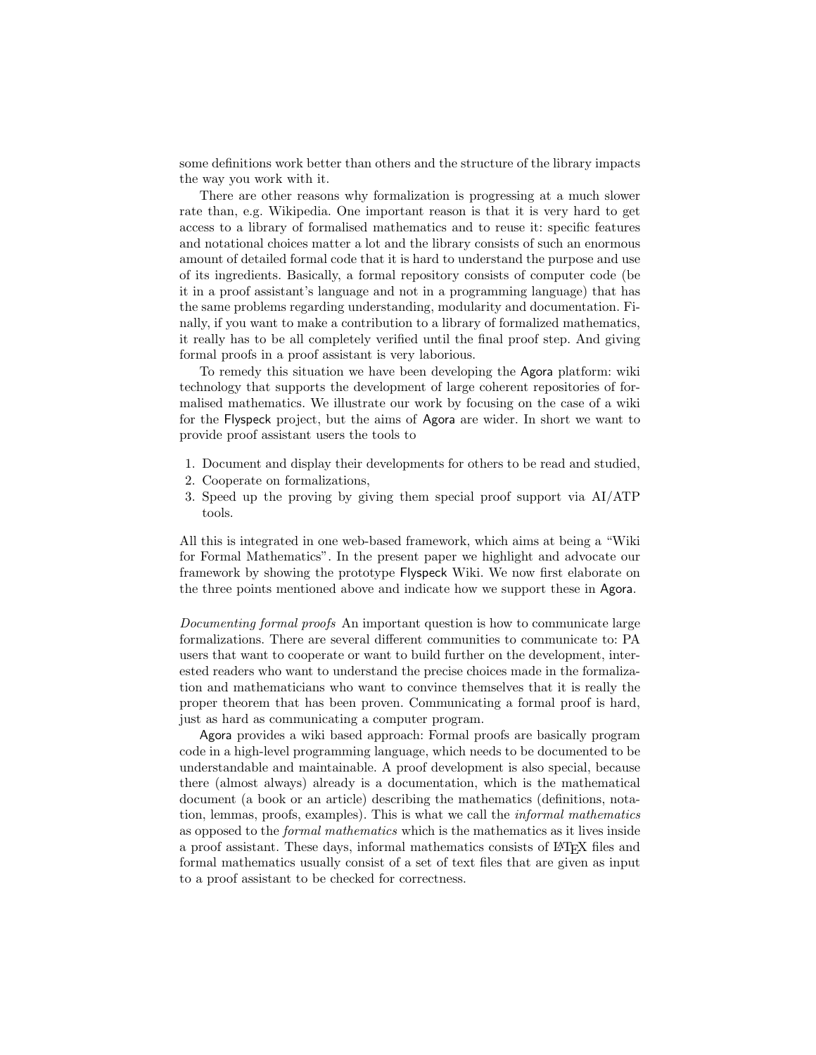some definitions work better than others and the structure of the library impacts the way you work with it.

There are other reasons why formalization is progressing at a much slower rate than, e.g. Wikipedia. One important reason is that it is very hard to get access to a library of formalised mathematics and to reuse it: specific features and notational choices matter a lot and the library consists of such an enormous amount of detailed formal code that it is hard to understand the purpose and use of its ingredients. Basically, a formal repository consists of computer code (be it in a proof assistant's language and not in a programming language) that has the same problems regarding understanding, modularity and documentation. Finally, if you want to make a contribution to a library of formalized mathematics, it really has to be all completely verified until the final proof step. And giving formal proofs in a proof assistant is very laborious.

To remedy this situation we have been developing the Agora platform: wiki technology that supports the development of large coherent repositories of formalised mathematics. We illustrate our work by focusing on the case of a wiki for the Flyspeck project, but the aims of Agora are wider. In short we want to provide proof assistant users the tools to

1. Document and display their developments for others to be read and studied,
2. Cooperate on formalizations,
3. Speed up the proving by giving them special proof support via AI/ATP tools.

All this is integrated in one web-based framework, which aims at being a "Wiki for Formal Mathematics". In the present paper we highlight and advocate our framework by showing the prototype Flyspeck Wiki. We now first elaborate on the three points mentioned above and indicate how we support these in Agora.

*Documenting formal proofs* An important question is how to communicate large formalizations. There are several different communities to communicate to: PA users that want to cooperate or want to build further on the development, interested readers who want to understand the precise choices made in the formalization and mathematicians who want to convince themselves that it is really the proper theorem that has been proven. Communicating a formal proof is hard, just as hard as communicating a computer program.

Agora provides a wiki based approach: Formal proofs are basically program code in a high-level programming language, which needs to be documented to be understandable and maintainable. A proof development is also special, because there (almost always) already is a documentation, which is the mathematical document (a book or an article) describing the mathematics (definitions, notation, lemmas, proofs, examples). This is what we call the *informal mathematics* as opposed to the *formal mathematics* which is the mathematics as it lives inside a proof assistant. These days, informal mathematics consists of LaTeX files and formal mathematics usually consist of a set of text files that are given as input to a proof assistant to be checked for correctness.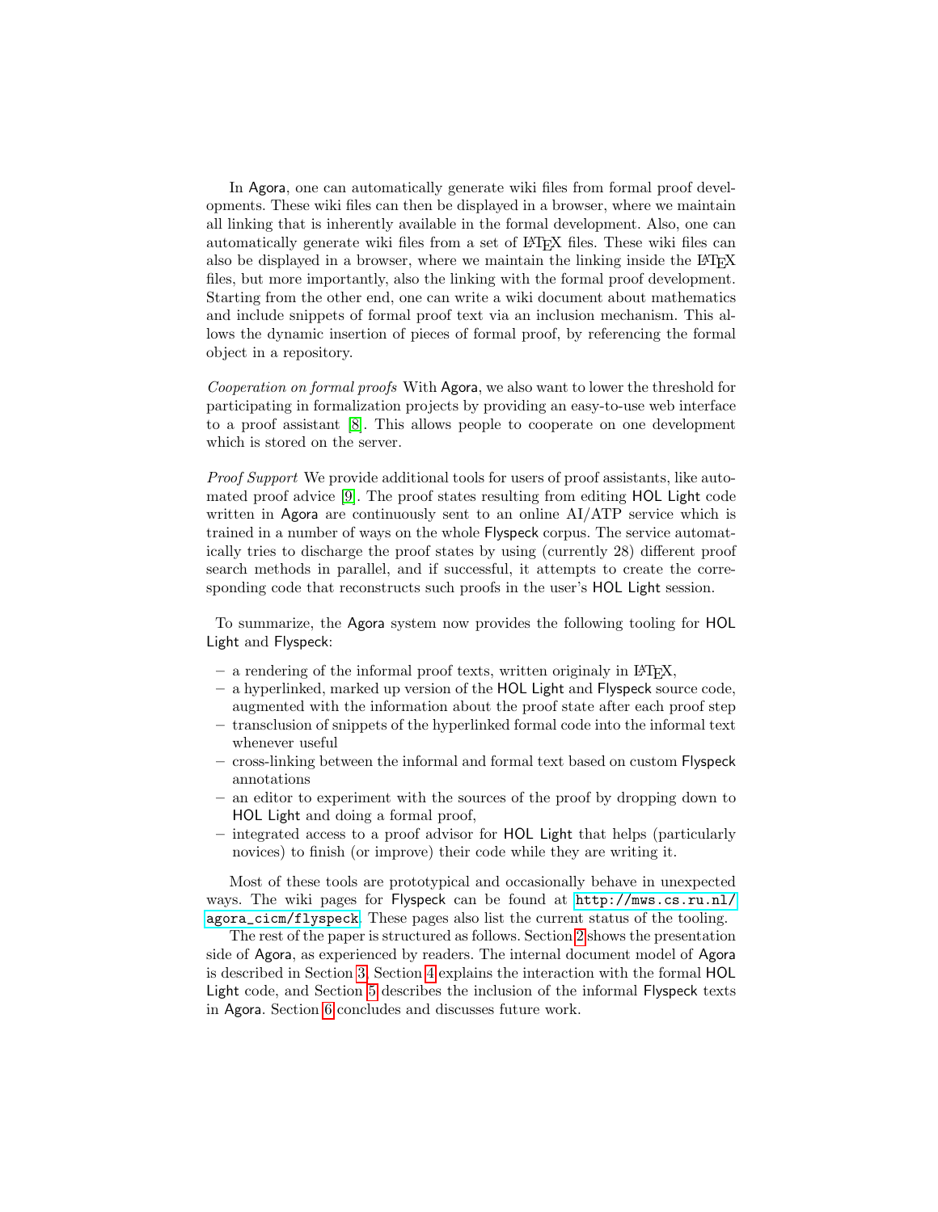In Agora, one can automatically generate wiki files from formal proof developments. These wiki files can then be displayed in a browser, where we maintain all linking that is inherently available in the formal development. Also, one can automatically generate wiki files from a set of LaTeX files. These wiki files can also be displayed in a browser, where we maintain the linking inside the LaTeX files, but more importantly, also the linking with the formal proof development. Starting from the other end, one can write a wiki document about mathematics and include snippets of formal proof text via an inclusion mechanism. This allows the dynamic insertion of pieces of formal proof, by referencing the formal object in a repository.

*Cooperation on formal proofs* With Agora, we also want to lower the threshold for participating in formalization projects by providing an easy-to-use web interface to a proof assistant [8]. This allows people to cooperate on one development which is stored on the server.

*Proof Support* We provide additional tools for users of proof assistants, like automated proof advice [9]. The proof states resulting from editing HOL Light code written in Agora are continuously sent to an online AI/ATP service which is trained in a number of ways on the whole Flyspeck corpus. The service automatically tries to discharge the proof states by using (currently 28) different proof search methods in parallel, and if successful, it attempts to create the corresponding code that reconstructs such proofs in the user's HOL Light session.

To summarize, the Agora system now provides the following tooling for HOL Light and Flyspeck:

- a rendering of the informal proof texts, written originaly in LaTeX,
- a hyperlinked, marked up version of the HOL Light and Flyspeck source code, augmented with the information about the proof state after each proof step
- transclusion of snippets of the hyperlinked formal code into the informal text whenever useful
- cross-linking between the informal and formal text based on custom Flyspeck annotations
- an editor to experiment with the sources of the proof by dropping down to HOL Light and doing a formal proof,
- integrated access to a proof advisor for HOL Light that helps (particularly novices) to finish (or improve) their code while they are writing it.

Most of these tools are prototypical and occasionally behave in unexpected ways. The wiki pages for Flyspeck can be found at http://mws.cs.ru.nl/agora_cicm/flyspeck. These pages also list the current status of the tooling.

The rest of the paper is structured as follows. Section 2 shows the presentation side of Agora, as experienced by readers. The internal document model of Agora is described in Section 3. Section 4 explains the interaction with the formal HOL Light code, and Section 5 describes the inclusion of the informal Flyspeck texts in Agora. Section 6 concludes and discusses future work.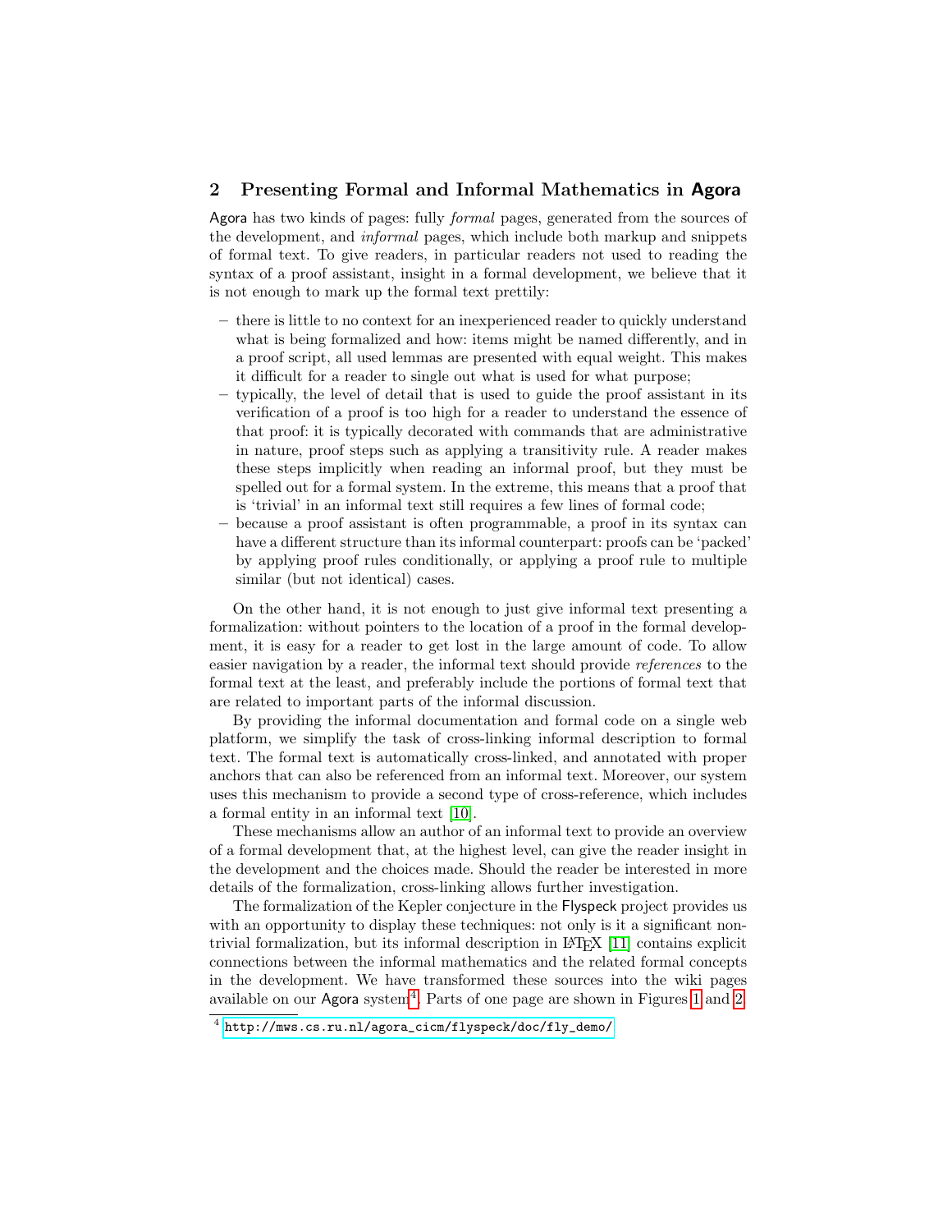## 2 Presenting Formal and Informal Mathematics in Agora

Agora has two kinds of pages: fully *formal* pages, generated from the sources of the development, and *informal* pages, which include both markup and snippets of formal text. To give readers, in particular readers not used to reading the syntax of a proof assistant, insight in a formal development, we believe that it is not enough to mark up the formal text prettily:

- there is little to no context for an inexperienced reader to quickly understand what is being formalized and how: items might be named differently, and in a proof script, all used lemmas are presented with equal weight. This makes it difficult for a reader to single out what is used for what purpose;
- typically, the level of detail that is used to guide the proof assistant in its verification of a proof is too high for a reader to understand the essence of that proof: it is typically decorated with commands that are administrative in nature, proof steps such as applying a transitivity rule. A reader makes these steps implicitly when reading an informal proof, but they must be spelled out for a formal system. In the extreme, this means that a proof that is 'trivial' in an informal text still requires a few lines of formal code;
- because a proof assistant is often programmable, a proof in its syntax can have a different structure than its informal counterpart: proofs can be 'packed' by applying proof rules conditionally, or applying a proof rule to multiple similar (but not identical) cases.

On the other hand, it is not enough to just give informal text presenting a formalization: without pointers to the location of a proof in the formal development, it is easy for a reader to get lost in the large amount of code. To allow easier navigation by a reader, the informal text should provide *references* to the formal text at the least, and preferably include the portions of formal text that are related to important parts of the informal discussion.

By providing the informal documentation and formal code on a single web platform, we simplify the task of cross-linking informal description to formal text. The formal text is automatically cross-linked, and annotated with proper anchors that can also be referenced from an informal text. Moreover, our system uses this mechanism to provide a second type of cross-reference, which includes a formal entity in an informal text [10].

These mechanisms allow an author of an informal text to provide an overview of a formal development that, at the highest level, can give the reader insight in the development and the choices made. Should the reader be interested in more details of the formalization, cross-linking allows further investigation.

The formalization of the Kepler conjecture in the Flyspeck project provides us with an opportunity to display these techniques: not only is it a significant non-trivial formalization, but its informal description in LaTeX [11] contains explicit connections between the informal mathematics and the related formal concepts in the development. We have transformed these sources into the wiki pages available on our Agora system[4]. Parts of one page are shown in Figures 1 and 2.

[4] http://mws.cs.ru.nl/agora_cicm/flyspeck/doc/fly_demo/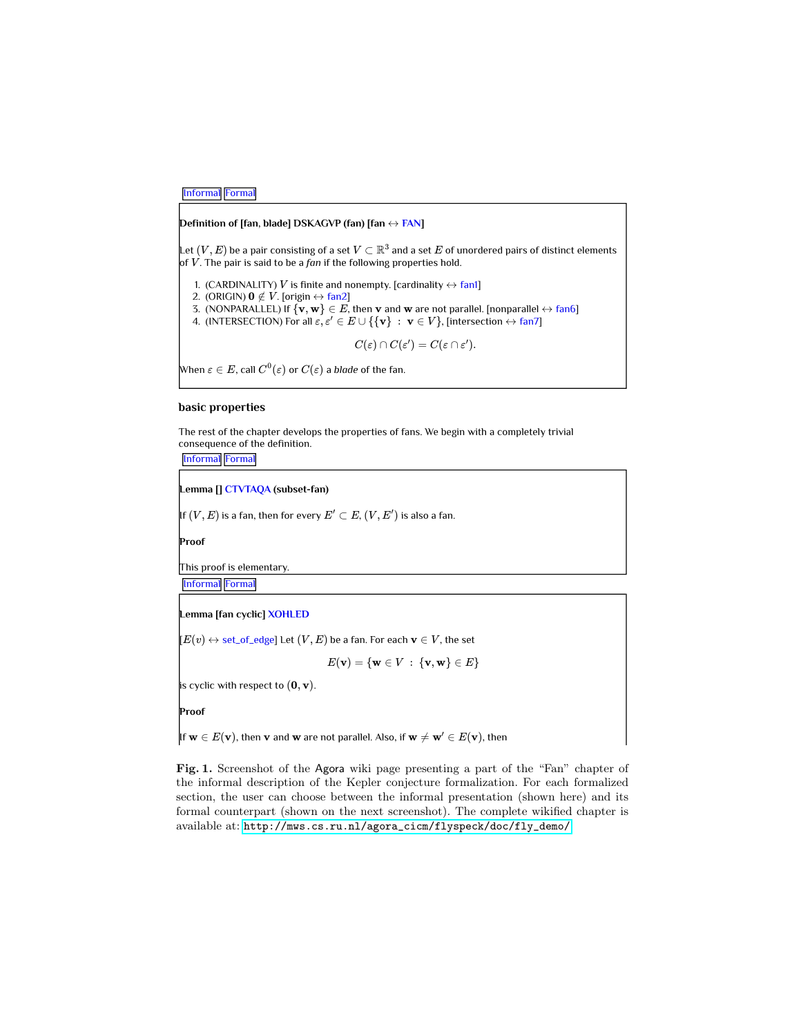Informal Formal

**Definition of [fan, blade] DSKAGVP (fan) [fan ↔ FAN]**

Let $(V, E)$ be a pair consisting of a set $V \subset \mathbb{R}^3$ and a set $E$ of unordered pairs of distinct elements of $V$. The pair is said to be a *fan* if the following properties hold.

1. (CARDINALITY) $V$ is finite and nonempty. [cardinality ↔ fan1]
2. (ORIGIN) $\mathbf{0} \notin V$. [origin ↔ fan2]
3. (NONPARALLEL) If $\{\mathbf{v}, \mathbf{w}\} \in E$, then $\mathbf{v}$ and $\mathbf{w}$ are not parallel. [nonparallel ↔ fan6]
4. (INTERSECTION) For all $\varepsilon, \varepsilon' \in E \cup \{\{\mathbf{v}\} : \mathbf{v} \in V\}$, [intersection ↔ fan7]

$$C(\varepsilon) \cap C(\varepsilon') = C(\varepsilon \cap \varepsilon').$$

When $\varepsilon \in E$, call $C^0(\varepsilon)$ or $C(\varepsilon)$ a *blade* of the fan.

### basic properties

The rest of the chapter develops the properties of fans. We begin with a completely trivial consequence of the definition.

Informal Formal

**Lemma [] CTVTAQA (subset-fan)**

If $(V, E)$ is a fan, then for every $E' \subset E$, $(V, E')$ is also a fan.

**Proof**

This proof is elementary.

Informal Formal

**Lemma [fan cyclic] XOHLED**

[$E(v)$ ↔ set_of_edge] Let $(V, E)$ be a fan. For each $\mathbf{v} \in V$, the set

$$E(\mathbf{v}) = \{\mathbf{w} \in V : \{\mathbf{v}, \mathbf{w}\} \in E\}$$

is cyclic with respect to $(\mathbf{0}, \mathbf{v})$.

**Proof**

If $\mathbf{w} \in E(\mathbf{v})$, then $\mathbf{v}$ and $\mathbf{w}$ are not parallel. Also, if $\mathbf{w} \neq \mathbf{w}' \in E(\mathbf{v})$, then

**Fig. 1.** Screenshot of the Agora wiki page presenting a part of the "Fan" chapter of the informal description of the Kepler conjecture formalization. For each formalized section, the user can choose between the informal presentation (shown here) and its formal counterpart (shown on the next screenshot). The complete wikified chapter is available at: `http://mws.cs.ru.nl/agora_cicm/flyspeck/doc/fly_demo/`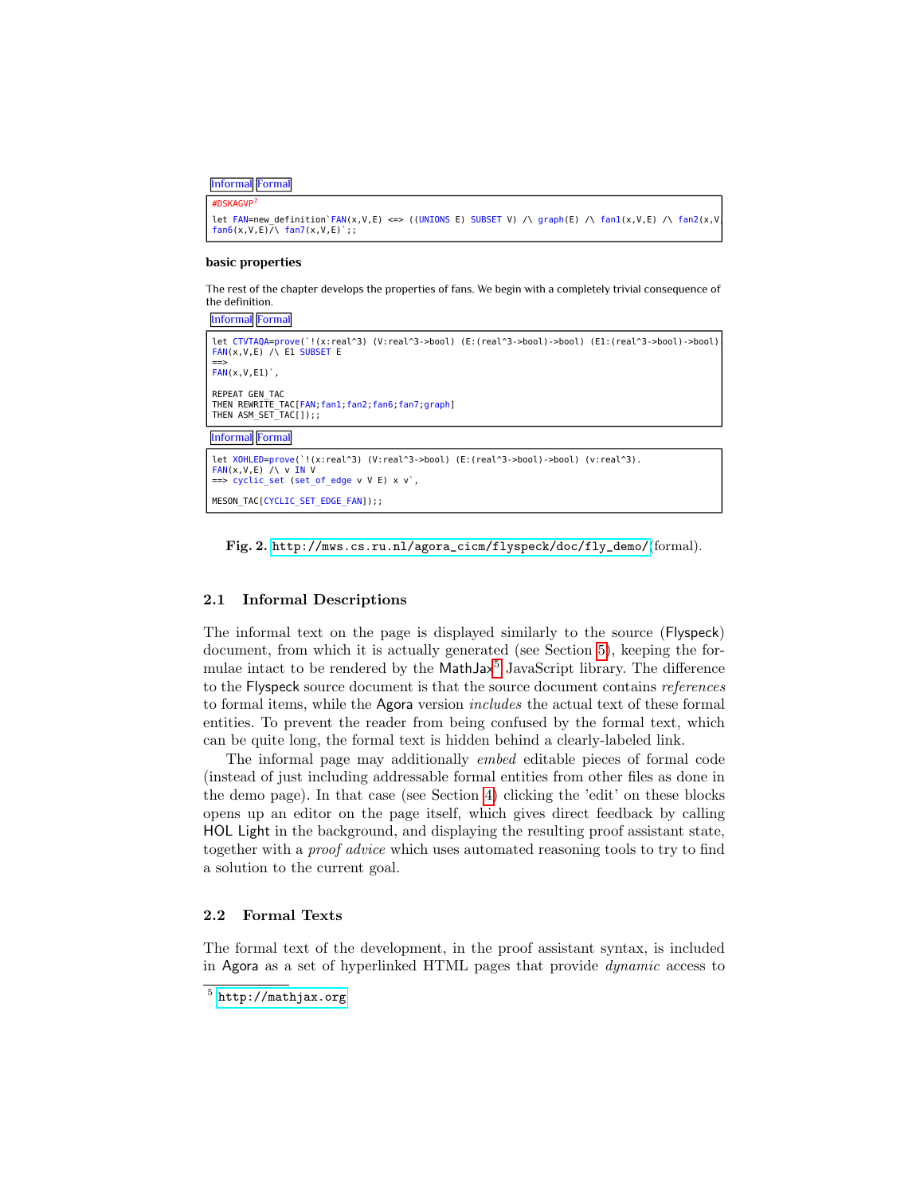Informal Formal

```
#DSKAGVP7
let FAN=new_definition`FAN(x,V,E) <=> ((UNIONS E) SUBSET V) /\ graph(E) /\ fan1(x,V,E) /\ fan2(x,V
fan6(x,V,E)/\ fan7(x,V,E)`;;
```

**basic properties**

The rest of the chapter develops the properties of fans. We begin with a completely trivial consequence of the definition.

Informal Formal

```
let CTVTAQA=prove(`!(x:real^3) (V:real^3->bool) (E:(real^3->bool)->bool) (E1:(real^3->bool)->bool)
FAN(x,V,E) /\ E1 SUBSET E
==>
FAN(x,V,E1)`,

REPEAT GEN_TAC
THEN REWRITE_TAC[FAN;fan1;fan2;fan6;fan7;graph]
THEN ASM_SET_TAC[]);;
```

Informal Formal

```
let XOHLED=prove(`!(x:real^3) (V:real^3->bool) (E:(real^3->bool)->bool) (v:real^3).
FAN(x,V,E) /\ v IN V
==> cyclic_set (set_of_edge v V E) x v`,

MESON_TAC[CYCLIC_SET_EDGE_FAN]);;
```

**Fig. 2.** http://mws.cs.ru.nl/agora_cicm/flyspeck/doc/fly_demo/ (formal).

### 2.1 Informal Descriptions

The informal text on the page is displayed similarly to the source (Flyspeck) document, from which it is actually generated (see Section 5), keeping the formulae intact to be rendered by the MathJax[5] JavaScript library. The difference to the Flyspeck source document is that the source document contains *references* to formal items, while the Agora version *includes* the actual text of these formal entities. To prevent the reader from being confused by the formal text, which can be quite long, the formal text is hidden behind a clearly-labeled link.

The informal page may additionally *embed* editable pieces of formal code (instead of just including addressable formal entities from other files as done in the demo page). In that case (see Section 4) clicking the 'edit' on these blocks opens up an editor on the page itself, which gives direct feedback by calling HOL Light in the background, and displaying the resulting proof assistant state, together with a *proof advice* which uses automated reasoning tools to try to find a solution to the current goal.

### 2.2 Formal Texts

The formal text of the development, in the proof assistant syntax, is included in Agora as a set of hyperlinked HTML pages that provide *dynamic* access to

[5] http://mathjax.org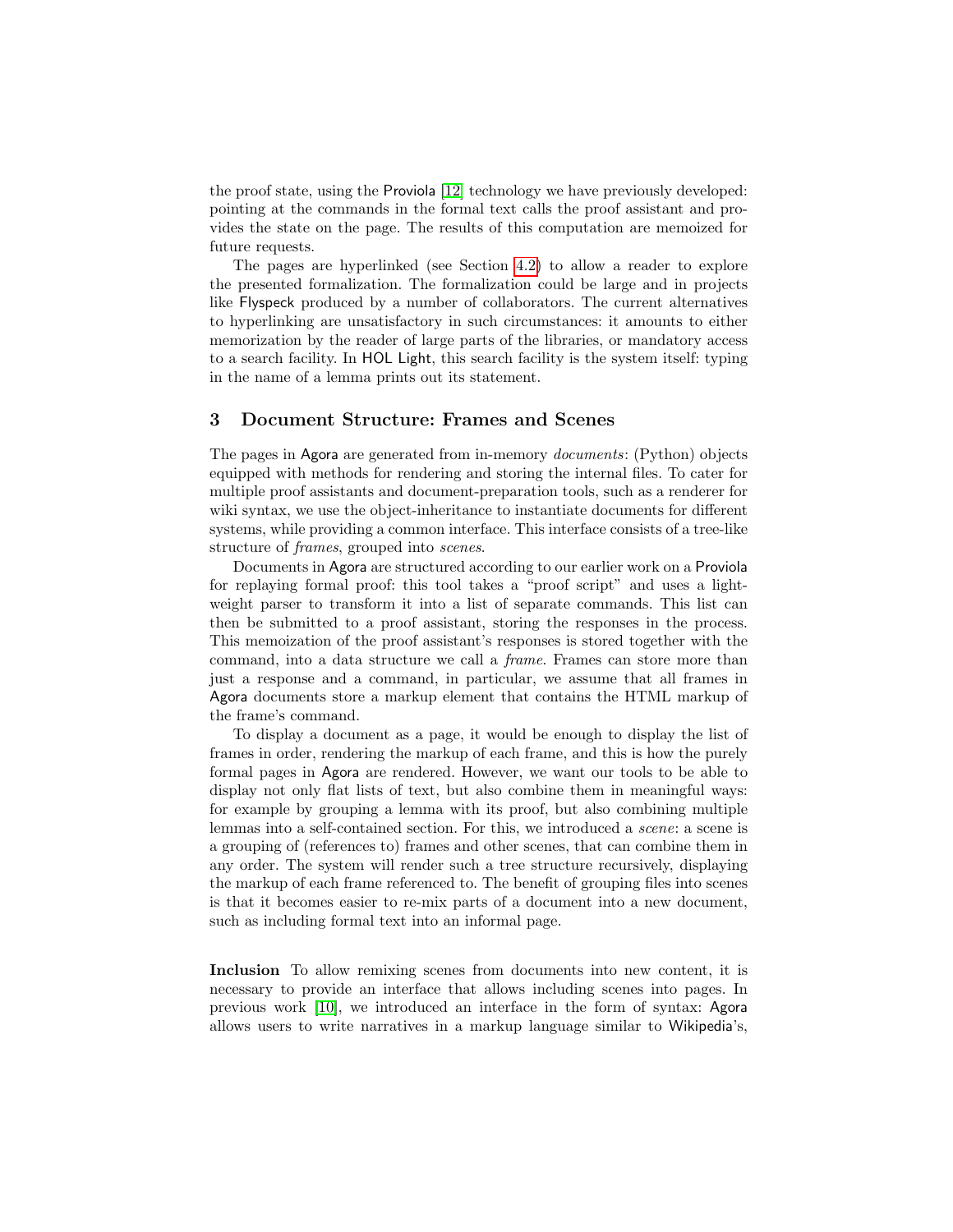the proof state, using the Proviola [12] technology we have previously developed: pointing at the commands in the formal text calls the proof assistant and provides the state on the page. The results of this computation are memoized for future requests.

The pages are hyperlinked (see Section 4.2) to allow a reader to explore the presented formalization. The formalization could be large and in projects like Flyspeck produced by a number of collaborators. The current alternatives to hyperlinking are unsatisfactory in such circumstances: it amounts to either memorization by the reader of large parts of the libraries, or mandatory access to a search facility. In HOL Light, this search facility is the system itself: typing in the name of a lemma prints out its statement.

## 3 Document Structure: Frames and Scenes

The pages in Agora are generated from in-memory *documents*: (Python) objects equipped with methods for rendering and storing the internal files. To cater for multiple proof assistants and document-preparation tools, such as a renderer for wiki syntax, we use the object-inheritance to instantiate documents for different systems, while providing a common interface. This interface consists of a tree-like structure of *frames*, grouped into *scenes*.

Documents in Agora are structured according to our earlier work on a Proviola for replaying formal proof: this tool takes a "proof script" and uses a lightweight parser to transform it into a list of separate commands. This list can then be submitted to a proof assistant, storing the responses in the process. This memoization of the proof assistant's responses is stored together with the command, into a data structure we call a *frame*. Frames can store more than just a response and a command, in particular, we assume that all frames in Agora documents store a markup element that contains the HTML markup of the frame's command.

To display a document as a page, it would be enough to display the list of frames in order, rendering the markup of each frame, and this is how the purely formal pages in Agora are rendered. However, we want our tools to be able to display not only flat lists of text, but also combine them in meaningful ways: for example by grouping a lemma with its proof, but also combining multiple lemmas into a self-contained section. For this, we introduced a *scene*: a scene is a grouping of (references to) frames and other scenes, that can combine them in any order. The system will render such a tree structure recursively, displaying the markup of each frame referenced to. The benefit of grouping files into scenes is that it becomes easier to re-mix parts of a document into a new document, such as including formal text into an informal page.

**Inclusion** To allow remixing scenes from documents into new content, it is necessary to provide an interface that allows including scenes into pages. In previous work [10], we introduced an interface in the form of syntax: Agora allows users to write narratives in a markup language similar to Wikipedia's,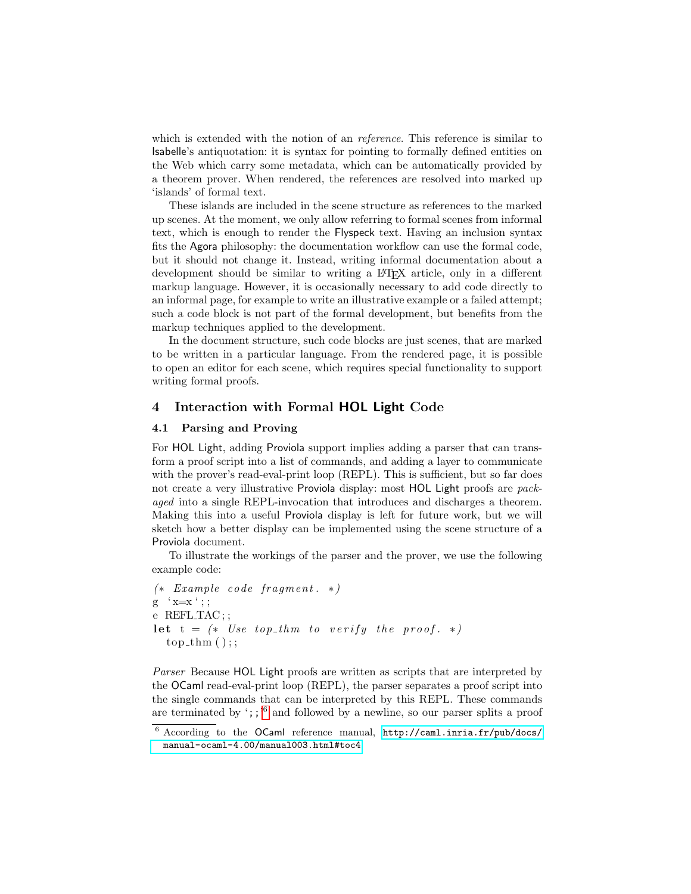which is extended with the notion of an *reference*. This reference is similar to Isabelle's antiquotation: it is syntax for pointing to formally defined entities on the Web which carry some metadata, which can be automatically provided by a theorem prover. When rendered, the references are resolved into marked up 'islands' of formal text.

These islands are included in the scene structure as references to the marked up scenes. At the moment, we only allow referring to formal scenes from informal text, which is enough to render the Flyspeck text. Having an inclusion syntax fits the Agora philosophy: the documentation workflow can use the formal code, but it should not change it. Instead, writing informal documentation about a development should be similar to writing a LaTeX article, only in a different markup language. However, it is occasionally necessary to add code directly to an informal page, for example to write an illustrative example or a failed attempt; such a code block is not part of the formal development, but benefits from the markup techniques applied to the development.

In the document structure, such code blocks are just scenes, that are marked to be written in a particular language. From the rendered page, it is possible to open an editor for each scene, which requires special functionality to support writing formal proofs.

## 4 Interaction with Formal HOL Light Code

### 4.1 Parsing and Proving

For HOL Light, adding Proviola support implies adding a parser that can transform a proof script into a list of commands, and adding a layer to communicate with the prover's read-eval-print loop (REPL). This is sufficient, but so far does not create a very illustrative Proviola display: most HOL Light proofs are *packaged* into a single REPL-invocation that introduces and discharges a theorem. Making this into a useful Proviola display is left for future work, but we will sketch how a better display can be implemented using the scene structure of a Proviola document.

To illustrate the workings of the parser and the prover, we use the following example code:

```
(* Example code fragment. *)
g `x=x`;;
e REFL_TAC;;
let t = (* Use top_thm to verify the proof. *)
  top_thm();;
```

*Parser* Because HOL Light proofs are written as scripts that are interpreted by the OCaml read-eval-print loop (REPL), the parser separates a proof script into the single commands that can be interpreted by this REPL. These commands are terminated by ';;'[6] and followed by a newline, so our parser splits a proof

[6] According to the OCaml reference manual, http://caml.inria.fr/pub/docs/manual-ocaml-4.00/manual003.html#toc4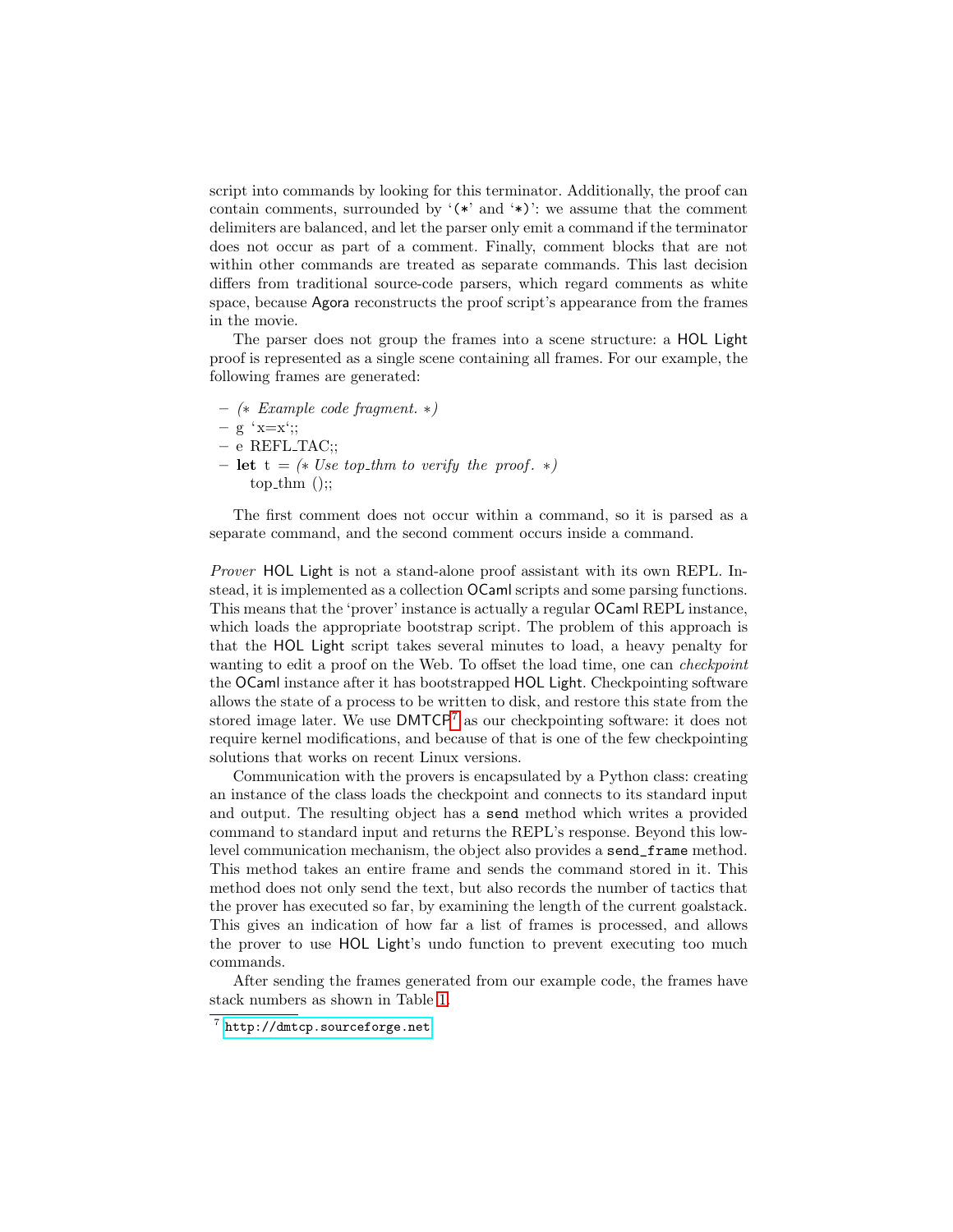script into commands by looking for this terminator. Additionally, the proof can contain comments, surrounded by '(*' and '*)': we assume that the comment delimiters are balanced, and let the parser only emit a command if the terminator does not occur as part of a comment. Finally, comment blocks that are not within other commands are treated as separate commands. This last decision differs from traditional source-code parsers, which regard comments as white space, because Agora reconstructs the proof script's appearance from the frames in the movie.

The parser does not group the frames into a scene structure: a HOL Light proof is represented as a single scene containing all frames. For our example, the following frames are generated:

- (* *Example code fragment.* *)
- g ‘x=x‘;;
- e REFL_TAC;;
- **let** t = (* *Use top_thm to verify the proof.* *)
  top_thm ();;

The first comment does not occur within a command, so it is parsed as a separate command, and the second comment occurs inside a command.

*Prover* HOL Light is not a stand-alone proof assistant with its own REPL. Instead, it is implemented as a collection OCaml scripts and some parsing functions. This means that the 'prover' instance is actually a regular OCaml REPL instance, which loads the appropriate bootstrap script. The problem of this approach is that the HOL Light script takes several minutes to load, a heavy penalty for wanting to edit a proof on the Web. To offset the load time, one can *checkpoint* the OCaml instance after it has bootstrapped HOL Light. Checkpointing software allows the state of a process to be written to disk, and restore this state from the stored image later. We use DMTCP[7] as our checkpointing software: it does not require kernel modifications, and because of that is one of the few checkpointing solutions that works on recent Linux versions.

Communication with the provers is encapsulated by a Python class: creating an instance of the class loads the checkpoint and connects to its standard input and output. The resulting object has a `send` method which writes a provided command to standard input and returns the REPL's response. Beyond this low-level communication mechanism, the object also provides a `send_frame` method. This method takes an entire frame and sends the command stored in it. This method does not only send the text, but also records the number of tactics that the prover has executed so far, by examining the length of the current goalstack. This gives an indication of how far a list of frames is processed, and allows the prover to use HOL Light's undo function to prevent executing too much commands.

After sending the frames generated from our example code, the frames have stack numbers as shown in Table 1.

[7] http://dmtcp.sourceforge.net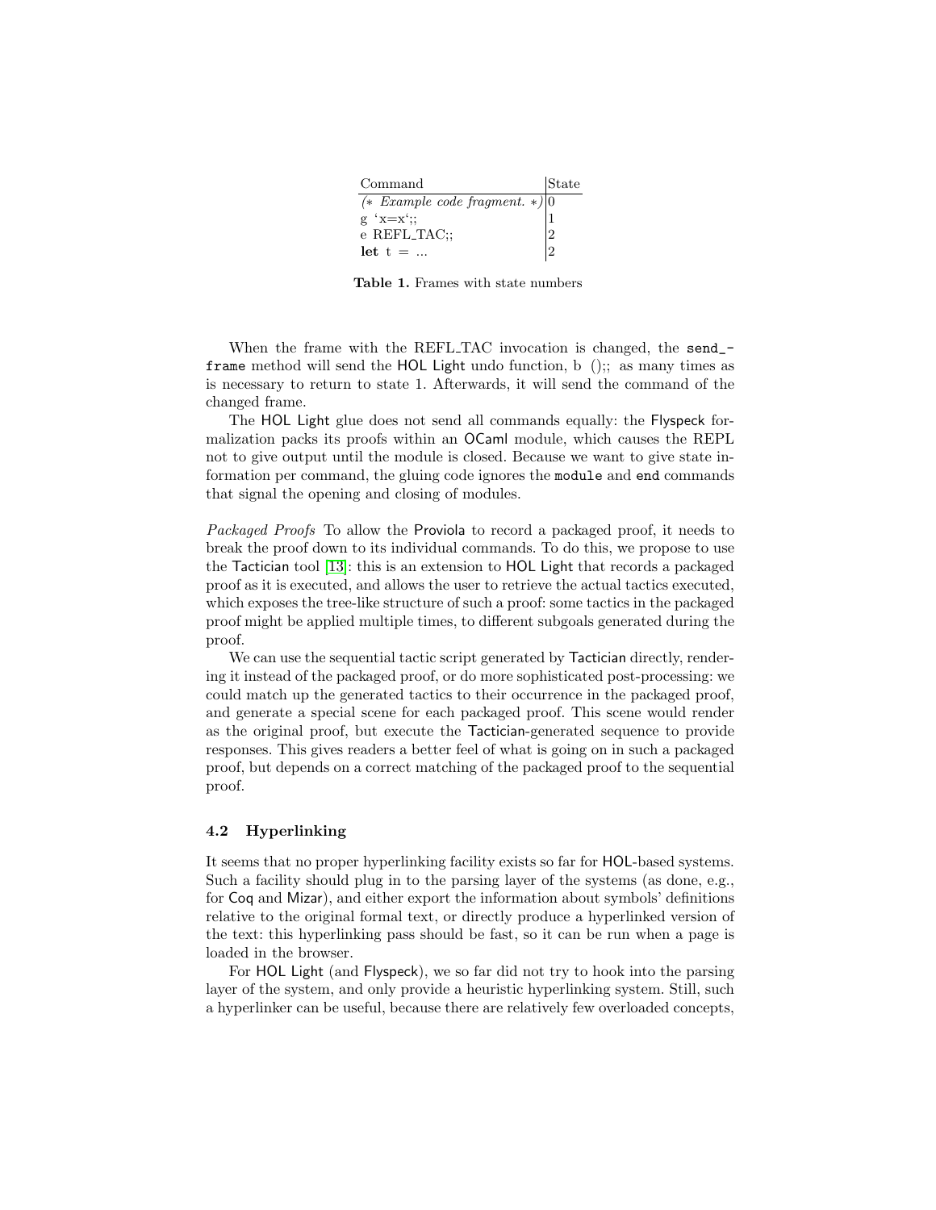| Command | State |
| --- | --- |
| *(\* Example code fragment. \*)* | 0 |
| g ‘x=x‘;; | 1 |
| e REFL_TAC;; | 2 |
| **let** t = ... | 2 |

**Table 1.** Frames with state numbers

When the frame with the REFL_TAC invocation is changed, the `send_frame` method will send the HOL Light undo function, b ();; as many times as is necessary to return to state 1. Afterwards, it will send the command of the changed frame.

The HOL Light glue does not send all commands equally: the Flyspeck formalization packs its proofs within an OCaml module, which causes the REPL not to give output until the module is closed. Because we want to give state information per command, the gluing code ignores the `module` and `end` commands that signal the opening and closing of modules.

*Packaged Proofs* To allow the Proviola to record a packaged proof, it needs to break the proof down to its individual commands. To do this, we propose to use the Tactician tool [13]: this is an extension to HOL Light that records a packaged proof as it is executed, and allows the user to retrieve the actual tactics executed, which exposes the tree-like structure of such a proof: some tactics in the packaged proof might be applied multiple times, to different subgoals generated during the proof.

We can use the sequential tactic script generated by Tactician directly, rendering it instead of the packaged proof, or do more sophisticated post-processing: we could match up the generated tactics to their occurrence in the packaged proof, and generate a special scene for each packaged proof. This scene would render as the original proof, but execute the Tactician-generated sequence to provide responses. This gives readers a better feel of what is going on in such a packaged proof, but depends on a correct matching of the packaged proof to the sequential proof.

### 4.2 Hyperlinking

It seems that no proper hyperlinking facility exists so far for HOL-based systems. Such a facility should plug in to the parsing layer of the systems (as done, e.g., for Coq and Mizar), and either export the information about symbols' definitions relative to the original formal text, or directly produce a hyperlinked version of the text: this hyperlinking pass should be fast, so it can be run when a page is loaded in the browser.

For HOL Light (and Flyspeck), we so far did not try to hook into the parsing layer of the system, and only provide a heuristic hyperlinking system. Still, such a hyperlinker can be useful, because there are relatively few overloaded concepts,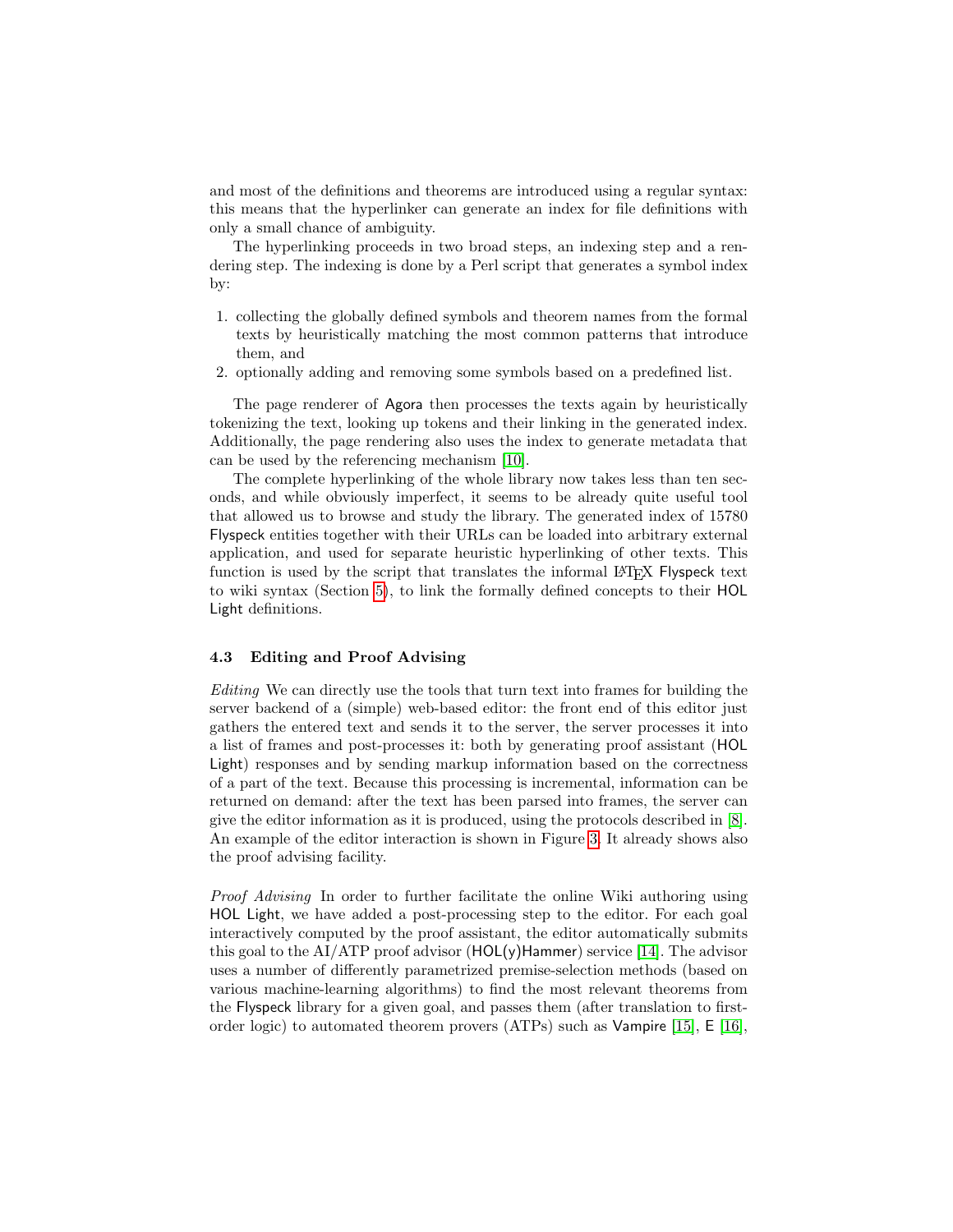and most of the definitions and theorems are introduced using a regular syntax: this means that the hyperlinker can generate an index for file definitions with only a small chance of ambiguity.

The hyperlinking proceeds in two broad steps, an indexing step and a rendering step. The indexing is done by a Perl script that generates a symbol index by:

1. collecting the globally defined symbols and theorem names from the formal texts by heuristically matching the most common patterns that introduce them, and
2. optionally adding and removing some symbols based on a predefined list.

The page renderer of Agora then processes the texts again by heuristically tokenizing the text, looking up tokens and their linking in the generated index. Additionally, the page rendering also uses the index to generate metadata that can be used by the referencing mechanism [10].

The complete hyperlinking of the whole library now takes less than ten seconds, and while obviously imperfect, it seems to be already quite useful tool that allowed us to browse and study the library. The generated index of 15780 Flyspeck entities together with their URLs can be loaded into arbitrary external application, and used for separate heuristic hyperlinking of other texts. This function is used by the script that translates the informal LaTeX Flyspeck text to wiki syntax (Section 5), to link the formally defined concepts to their HOL Light definitions.

### 4.3 Editing and Proof Advising

*Editing* We can directly use the tools that turn text into frames for building the server backend of a (simple) web-based editor: the front end of this editor just gathers the entered text and sends it to the server, the server processes it into a list of frames and post-processes it: both by generating proof assistant (HOL Light) responses and by sending markup information based on the correctness of a part of the text. Because this processing is incremental, information can be returned on demand: after the text has been parsed into frames, the server can give the editor information as it is produced, using the protocols described in [8]. An example of the editor interaction is shown in Figure 3. It already shows also the proof advising facility.

*Proof Advising* In order to further facilitate the online Wiki authoring using HOL Light, we have added a post-processing step to the editor. For each goal interactively computed by the proof assistant, the editor automatically submits this goal to the AI/ATP proof advisor (HOL(y)Hammer) service [14]. The advisor uses a number of differently parametrized premise-selection methods (based on various machine-learning algorithms) to find the most relevant theorems from the Flyspeck library for a given goal, and passes them (after translation to first-order logic) to automated theorem provers (ATPs) such as Vampire [15], E [16],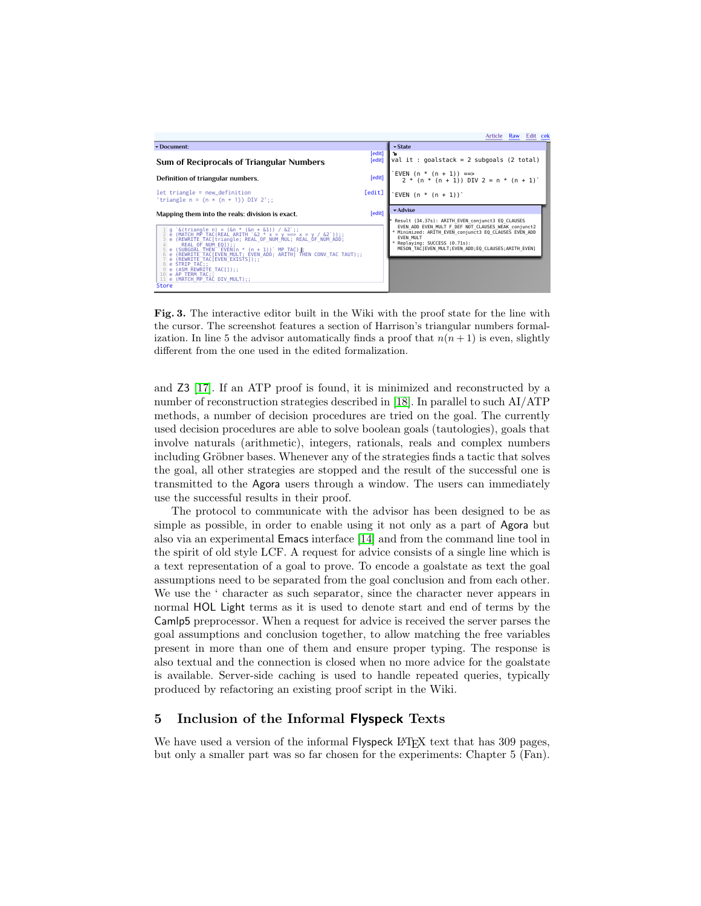**Fig. 3.** The interactive editor built in the Wiki with the proof state for the line with the cursor. The screenshot features a section of Harrison's triangular numbers formalization. In line 5 the advisor automatically finds a proof that $n(n+1)$ is even, slightly different from the one used in the edited formalization.

and Z3 [17]. If an ATP proof is found, it is minimized and reconstructed by a number of reconstruction strategies described in [18]. In parallel to such AI/ATP methods, a number of decision procedures are tried on the goal. The currently used decision procedures are able to solve boolean goals (tautologies), goals that involve naturals (arithmetic), integers, rationals, reals and complex numbers including Gröbner bases. Whenever any of the strategies finds a tactic that solves the goal, all other strategies are stopped and the result of the successful one is transmitted to the Agora users through a window. The users can immediately use the successful results in their proof.

The protocol to communicate with the advisor has been designed to be as simple as possible, in order to enable using it not only as a part of Agora but also via an experimental Emacs interface [14] and from the command line tool in the spirit of old style LCF. A request for advice consists of a single line which is a text representation of a goal to prove. To encode a goalstate as text the goal assumptions need to be separated from the goal conclusion and from each other. We use the ‘ character as such separator, since the character never appears in normal HOL Light terms as it is used to denote start and end of terms by the Camlp5 preprocessor. When a request for advice is received the server parses the goal assumptions and conclusion together, to allow matching the free variables present in more than one of them and ensure proper typing. The response is also textual and the connection is closed when no more advice for the goalstate is available. Server-side caching is used to handle repeated queries, typically produced by refactoring an existing proof script in the Wiki.

## 5 Inclusion of the Informal Flyspeck Texts

We have used a version of the informal Flyspeck LaTeX text that has 309 pages, but only a smaller part was so far chosen for the experiments: Chapter 5 (Fan).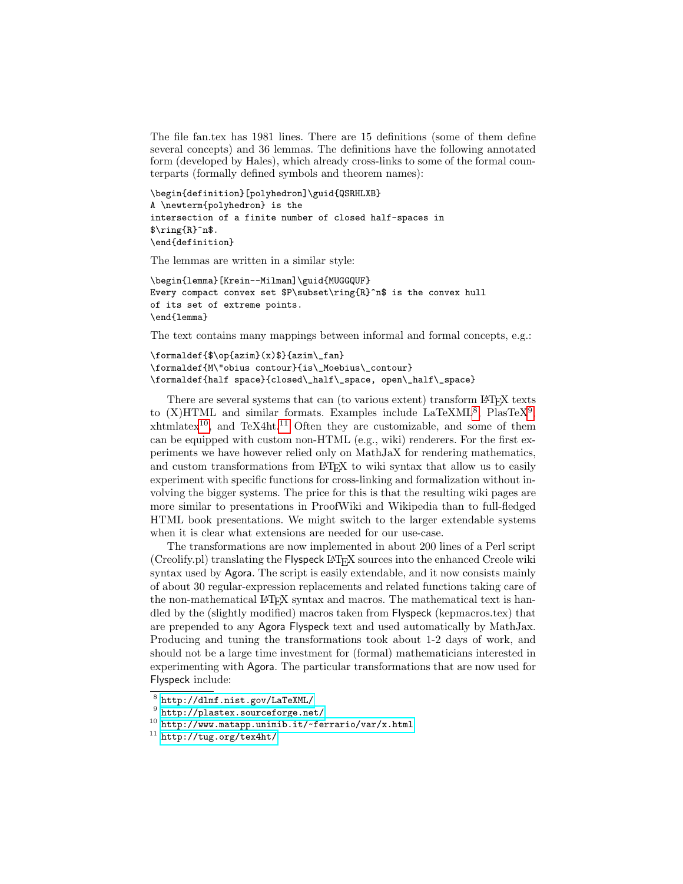The file fan.tex has 1981 lines. There are 15 definitions (some of them define several concepts) and 36 lemmas. The definitions have the following annotated form (developed by Hales), which already cross-links to some of the formal counterparts (formally defined symbols and theorem names):

```
\begin{definition}[polyhedron]\guid{QSRHLXB}
A \newterm{polyhedron} is the
intersection of a finite number of closed half-spaces in
$\ring{R}^n$.
\end{definition}
```

The lemmas are written in a similar style:

```
\begin{lemma}[Krein--Milman]\guid{MUGGQUF}
Every compact convex set $P\subset\ring{R}^n$ is the convex hull
of its set of extreme points.
\end{lemma}
```

The text contains many mappings between informal and formal concepts, e.g.:

```
\formaldef{$\op{azim}(x)$}{azim\_fan}
\formaldef{M\"obius contour}{is\_Moebius\_contour}
\formaldef{half space}{closed\_half\_space, open\_half\_space}
```

There are several systems that can (to various extent) transform LaTeX texts to (X)HTML and similar formats. Examples include LaTeXML[8], PlasTeX[9], xhtmlatex[10], and TeX4ht.[11] Often they are customizable, and some of them can be equipped with custom non-HTML (e.g., wiki) renderers. For the first experiments we have however relied only on MathJaX for rendering mathematics, and custom transformations from LaTeX to wiki syntax that allow us to easily experiment with specific functions for cross-linking and formalization without involving the bigger systems. The price for this is that the resulting wiki pages are more similar to presentations in ProofWiki and Wikipedia than to full-fledged HTML book presentations. We might switch to the larger extendable systems when it is clear what extensions are needed for our use-case.

The transformations are now implemented in about 200 lines of a Perl script (Creolify.pl) translating the Flyspeck LaTeX sources into the enhanced Creole wiki syntax used by Agora. The script is easily extendable, and it now consists mainly of about 30 regular-expression replacements and related functions taking care of the non-mathematical LaTeX syntax and macros. The mathematical text is handled by the (slightly modified) macros taken from Flyspeck (kepmacros.tex) that are prepended to any Agora Flyspeck text and used automatically by MathJax. Producing and tuning the transformations took about 1-2 days of work, and should not be a large time investment for (formal) mathematicians interested in experimenting with Agora. The particular transformations that are now used for Flyspeck include:

[8] http://dlmf.nist.gov/LaTeXML/

[9] http://plastex.sourceforge.net/

[10] http://www.matapp.unimib.it/~ferrario/var/x.html

[11] http://tug.org/tex4ht/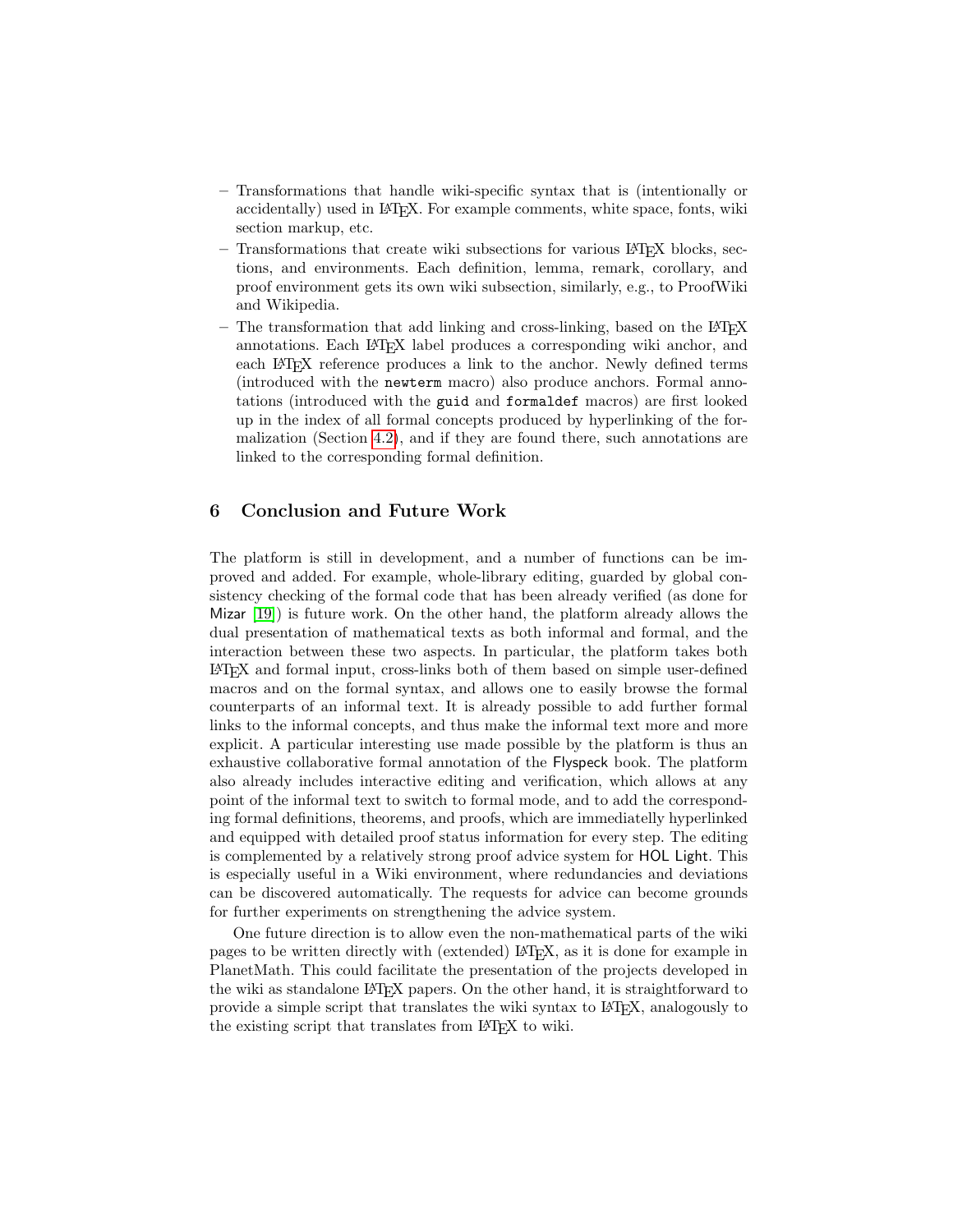- Transformations that handle wiki-specific syntax that is (intentionally or accidentally) used in LaTeX. For example comments, white space, fonts, wiki section markup, etc.
- Transformations that create wiki subsections for various LaTeX blocks, sections, and environments. Each definition, lemma, remark, corollary, and proof environment gets its own wiki subsection, similarly, e.g., to ProofWiki and Wikipedia.
- The transformation that add linking and cross-linking, based on the LaTeX annotations. Each LaTeX label produces a corresponding wiki anchor, and each LaTeX reference produces a link to the anchor. Newly defined terms (introduced with the `newterm` macro) also produce anchors. Formal annotations (introduced with the `guid` and `formaldef` macros) are first looked up in the index of all formal concepts produced by hyperlinking of the formalization (Section 4.2), and if they are found there, such annotations are linked to the corresponding formal definition.

## 6 Conclusion and Future Work

The platform is still in development, and a number of functions can be improved and added. For example, whole-library editing, guarded by global consistency checking of the formal code that has been already verified (as done for Mizar [19]) is future work. On the other hand, the platform already allows the dual presentation of mathematical texts as both informal and formal, and the interaction between these two aspects. In particular, the platform takes both LaTeX and formal input, cross-links both of them based on simple user-defined macros and on the formal syntax, and allows one to easily browse the formal counterparts of an informal text. It is already possible to add further formal links to the informal concepts, and thus make the informal text more and more explicit. A particular interesting use made possible by the platform is thus an exhaustive collaborative formal annotation of the Flyspeck book. The platform also already includes interactive editing and verification, which allows at any point of the informal text to switch to formal mode, and to add the corresponding formal definitions, theorems, and proofs, which are immediatelly hyperlinked and equipped with detailed proof status information for every step. The editing is complemented by a relatively strong proof advice system for HOL Light. This is especially useful in a Wiki environment, where redundancies and deviations can be discovered automatically. The requests for advice can become grounds for further experiments on strengthening the advice system.

One future direction is to allow even the non-mathematical parts of the wiki pages to be written directly with (extended) LaTeX, as it is done for example in PlanetMath. This could facilitate the presentation of the projects developed in the wiki as standalone LaTeX papers. On the other hand, it is straightforward to provide a simple script that translates the wiki syntax to LaTeX, analogously to the existing script that translates from LaTeX to wiki.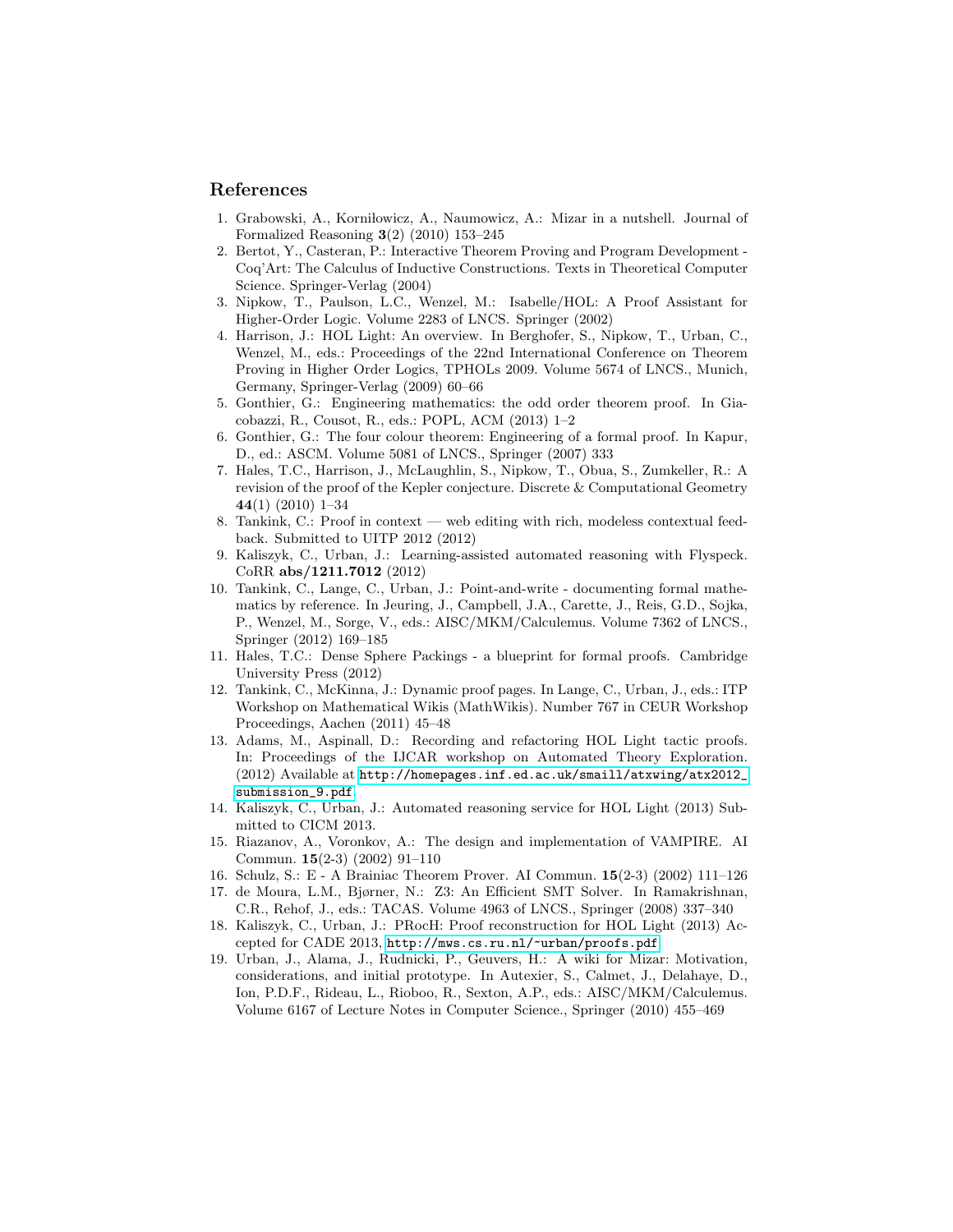## References

1. Grabowski, A., Korniłowicz, A., Naumowicz, A.: Mizar in a nutshell. Journal of Formalized Reasoning **3**(2) (2010) 153–245
2. Bertot, Y., Casteran, P.: Interactive Theorem Proving and Program Development - Coq'Art: The Calculus of Inductive Constructions. Texts in Theoretical Computer Science. Springer-Verlag (2004)
3. Nipkow, T., Paulson, L.C., Wenzel, M.: Isabelle/HOL: A Proof Assistant for Higher-Order Logic. Volume 2283 of LNCS. Springer (2002)
4. Harrison, J.: HOL Light: An overview. In Berghofer, S., Nipkow, T., Urban, C., Wenzel, M., eds.: Proceedings of the 22nd International Conference on Theorem Proving in Higher Order Logics, TPHOLs 2009. Volume 5674 of LNCS., Munich, Germany, Springer-Verlag (2009) 60–66
5. Gonthier, G.: Engineering mathematics: the odd order theorem proof. In Giacobazzi, R., Cousot, R., eds.: POPL, ACM (2013) 1–2
6. Gonthier, G.: The four colour theorem: Engineering of a formal proof. In Kapur, D., ed.: ASCM. Volume 5081 of LNCS., Springer (2007) 333
7. Hales, T.C., Harrison, J., McLaughlin, S., Nipkow, T., Obua, S., Zumkeller, R.: A revision of the proof of the Kepler conjecture. Discrete & Computational Geometry **44**(1) (2010) 1–34
8. Tankink, C.: Proof in context — web editing with rich, modeless contextual feedback. Submitted to UITP 2012 (2012)
9. Kaliszyk, C., Urban, J.: Learning-assisted automated reasoning with Flyspeck. CoRR **abs/1211.7012** (2012)
10. Tankink, C., Lange, C., Urban, J.: Point-and-write - documenting formal mathematics by reference. In Jeuring, J., Campbell, J.A., Carette, J., Reis, G.D., Sojka, P., Wenzel, M., Sorge, V., eds.: AISC/MKM/Calculemus. Volume 7362 of LNCS., Springer (2012) 169–185
11. Hales, T.C.: Dense Sphere Packings - a blueprint for formal proofs. Cambridge University Press (2012)
12. Tankink, C., McKinna, J.: Dynamic proof pages. In Lange, C., Urban, J., eds.: ITP Workshop on Mathematical Wikis (MathWikis). Number 767 in CEUR Workshop Proceedings, Aachen (2011) 45–48
13. Adams, M., Aspinall, D.: Recording and refactoring HOL Light tactic proofs. In: Proceedings of the IJCAR workshop on Automated Theory Exploration. (2012) Available at `http://homepages.inf.ed.ac.uk/smaill/atxwing/atx2012_submission_9.pdf`.
14. Kaliszyk, C., Urban, J.: Automated reasoning service for HOL Light (2013) Submitted to CICM 2013.
15. Riazanov, A., Voronkov, A.: The design and implementation of VAMPIRE. AI Commun. **15**(2-3) (2002) 91–110
16. Schulz, S.: E - A Brainiac Theorem Prover. AI Commun. **15**(2-3) (2002) 111–126
17. de Moura, L.M., Bjørner, N.: Z3: An Efficient SMT Solver. In Ramakrishnan, C.R., Rehof, J., eds.: TACAS. Volume 4963 of LNCS., Springer (2008) 337–340
18. Kaliszyk, C., Urban, J.: PRocH: Proof reconstruction for HOL Light (2013) Accepted for CADE 2013, `http://mws.cs.ru.nl/~urban/proofs.pdf`.
19. Urban, J., Alama, J., Rudnicki, P., Geuvers, H.: A wiki for Mizar: Motivation, considerations, and initial prototype. In Autexier, S., Calmet, J., Delahaye, D., Ion, P.D.F., Rideau, L., Rioboo, R., Sexton, A.P., eds.: AISC/MKM/Calculemus. Volume 6167 of Lecture Notes in Computer Science., Springer (2010) 455–469